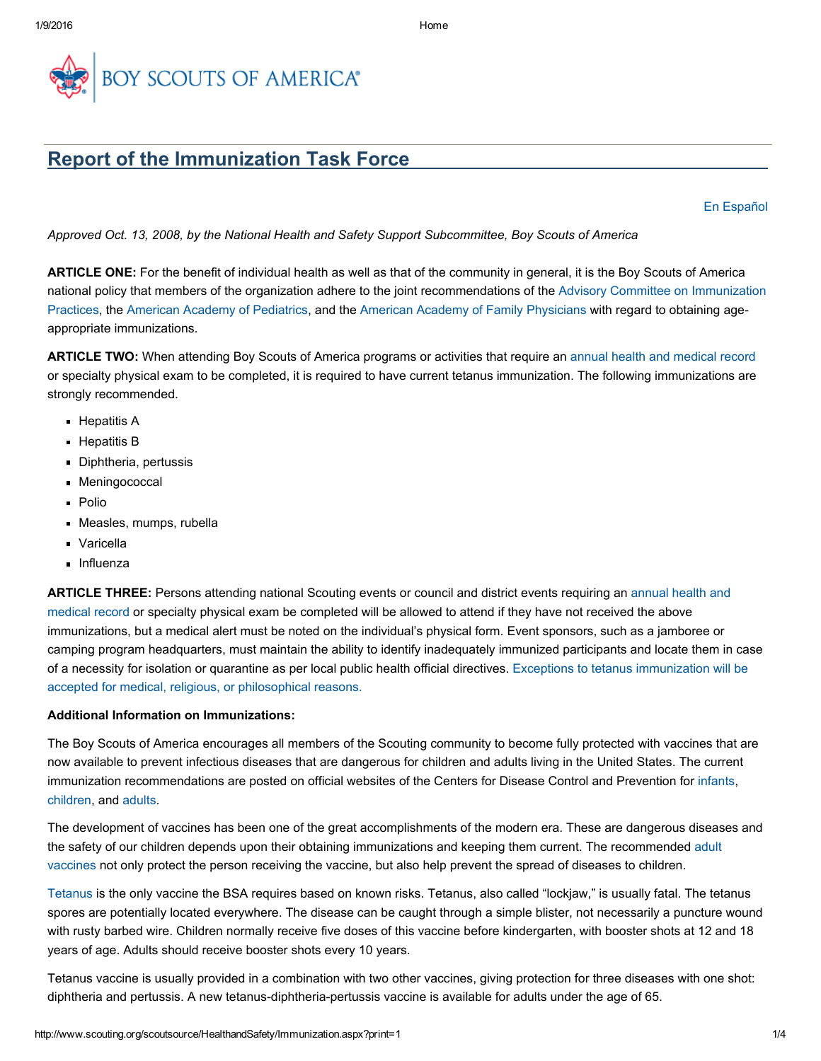BOY SCOUTS OF AMERICA®

# Report of the Immunization Task Force

En Español

*Approved Oct. 13, 2008, by the National Health and Safety Support Subcommittee, Boy Scouts of America*

**ARTICLE ONE:** For the benefit of individual health as well as that of the community in general, it is the Boy Scouts of America national policy that members of the organization adhere to the joint recommendations of the Advisory Committee on Immunization Practices, the American Academy of Pediatrics, and the American Academy of Family Physicians with regard to obtaining age-appropriate immunizations.

**ARTICLE TWO:** When attending Boy Scouts of America programs or activities that require an annual health and medical record or specialty physical exam to be completed, it is required to have current tetanus immunization. The following immunizations are strongly recommended.

- Hepatitis A
- Hepatitis B
- Diphtheria, pertussis
- Meningococcal
- Polio
- Measles, mumps, rubella
- Varicella
- Influenza

**ARTICLE THREE:** Persons attending national Scouting events or council and district events requiring an annual health and medical record or specialty physical exam be completed will be allowed to attend if they have not received the above immunizations, but a medical alert must be noted on the individual's physical form. Event sponsors, such as a jamboree or camping program headquarters, must maintain the ability to identify inadequately immunized participants and locate them in case of a necessity for isolation or quarantine as per local public health official directives. Exceptions to tetanus immunization will be accepted for medical, religious, or philosophical reasons.

**Additional Information on Immunizations:**

The Boy Scouts of America encourages all members of the Scouting community to become fully protected with vaccines that are now available to prevent infectious diseases that are dangerous for children and adults living in the United States. The current immunization recommendations are posted on official websites of the Centers for Disease Control and Prevention for infants, children, and adults.

The development of vaccines has been one of the great accomplishments of the modern era. These are dangerous diseases and the safety of our children depends upon their obtaining immunizations and keeping them current. The recommended adult vaccines not only protect the person receiving the vaccine, but also help prevent the spread of diseases to children.

Tetanus is the only vaccine the BSA requires based on known risks. Tetanus, also called "lockjaw," is usually fatal. The tetanus spores are potentially located everywhere. The disease can be caught through a simple blister, not necessarily a puncture wound with rusty barbed wire. Children normally receive five doses of this vaccine before kindergarten, with booster shots at 12 and 18 years of age. Adults should receive booster shots every 10 years.

Tetanus vaccine is usually provided in a combination with two other vaccines, giving protection for three diseases with one shot: diphtheria and pertussis. A new tetanus-diphtheria-pertussis vaccine is available for adults under the age of 65.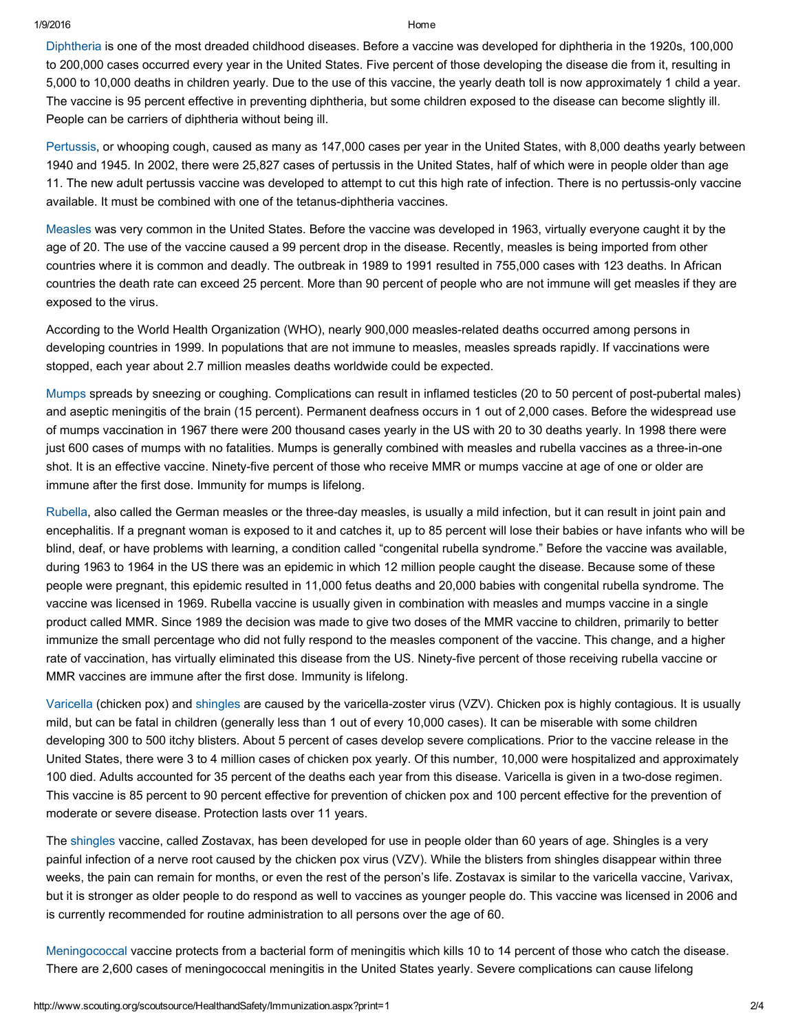Diphtheria is one of the most dreaded childhood diseases. Before a vaccine was developed for diphtheria in the 1920s, 100,000 to 200,000 cases occurred every year in the United States. Five percent of those developing the disease die from it, resulting in 5,000 to 10,000 deaths in children yearly. Due to the use of this vaccine, the yearly death toll is now approximately 1 child a year. The vaccine is 95 percent effective in preventing diphtheria, but some children exposed to the disease can become slightly ill. People can be carriers of diphtheria without being ill.

Pertussis, or whooping cough, caused as many as 147,000 cases per year in the United States, with 8,000 deaths yearly between 1940 and 1945. In 2002, there were 25,827 cases of pertussis in the United States, half of which were in people older than age 11. The new adult pertussis vaccine was developed to attempt to cut this high rate of infection. There is no pertussis-only vaccine available. It must be combined with one of the tetanus-diphtheria vaccines.

Measles was very common in the United States. Before the vaccine was developed in 1963, virtually everyone caught it by the age of 20. The use of the vaccine caused a 99 percent drop in the disease. Recently, measles is being imported from other countries where it is common and deadly. The outbreak in 1989 to 1991 resulted in 755,000 cases with 123 deaths. In African countries the death rate can exceed 25 percent. More than 90 percent of people who are not immune will get measles if they are exposed to the virus.

According to the World Health Organization (WHO), nearly 900,000 measles-related deaths occurred among persons in developing countries in 1999. In populations that are not immune to measles, measles spreads rapidly. If vaccinations were stopped, each year about 2.7 million measles deaths worldwide could be expected.

Mumps spreads by sneezing or coughing. Complications can result in inflamed testicles (20 to 50 percent of post-pubertal males) and aseptic meningitis of the brain (15 percent). Permanent deafness occurs in 1 out of 2,000 cases. Before the widespread use of mumps vaccination in 1967 there were 200 thousand cases yearly in the US with 20 to 30 deaths yearly. In 1998 there were just 600 cases of mumps with no fatalities. Mumps is generally combined with measles and rubella vaccines as a three-in-one shot. It is an effective vaccine. Ninety-five percent of those who receive MMR or mumps vaccine at age of one or older are immune after the first dose. Immunity for mumps is lifelong.

Rubella, also called the German measles or the three-day measles, is usually a mild infection, but it can result in joint pain and encephalitis. If a pregnant woman is exposed to it and catches it, up to 85 percent will lose their babies or have infants who will be blind, deaf, or have problems with learning, a condition called "congenital rubella syndrome." Before the vaccine was available, during 1963 to 1964 in the US there was an epidemic in which 12 million people caught the disease. Because some of these people were pregnant, this epidemic resulted in 11,000 fetus deaths and 20,000 babies with congenital rubella syndrome. The vaccine was licensed in 1969. Rubella vaccine is usually given in combination with measles and mumps vaccine in a single product called MMR. Since 1989 the decision was made to give two doses of the MMR vaccine to children, primarily to better immunize the small percentage who did not fully respond to the measles component of the vaccine. This change, and a higher rate of vaccination, has virtually eliminated this disease from the US. Ninety-five percent of those receiving rubella vaccine or MMR vaccines are immune after the first dose. Immunity is lifelong.

Varicella (chicken pox) and shingles are caused by the varicella-zoster virus (VZV). Chicken pox is highly contagious. It is usually mild, but can be fatal in children (generally less than 1 out of every 10,000 cases). It can be miserable with some children developing 300 to 500 itchy blisters. About 5 percent of cases develop severe complications. Prior to the vaccine release in the United States, there were 3 to 4 million cases of chicken pox yearly. Of this number, 10,000 were hospitalized and approximately 100 died. Adults accounted for 35 percent of the deaths each year from this disease. Varicella is given in a two-dose regimen. This vaccine is 85 percent to 90 percent effective for prevention of chicken pox and 100 percent effective for the prevention of moderate or severe disease. Protection lasts over 11 years.

The shingles vaccine, called Zostavax, has been developed for use in people older than 60 years of age. Shingles is a very painful infection of a nerve root caused by the chicken pox virus (VZV). While the blisters from shingles disappear within three weeks, the pain can remain for months, or even the rest of the person's life. Zostavax is similar to the varicella vaccine, Varivax, but it is stronger as older people to do respond as well to vaccines as younger people do. This vaccine was licensed in 2006 and is currently recommended for routine administration to all persons over the age of 60.

Meningococcal vaccine protects from a bacterial form of meningitis which kills 10 to 14 percent of those who catch the disease. There are 2,600 cases of meningococcal meningitis in the United States yearly. Severe complications can cause lifelong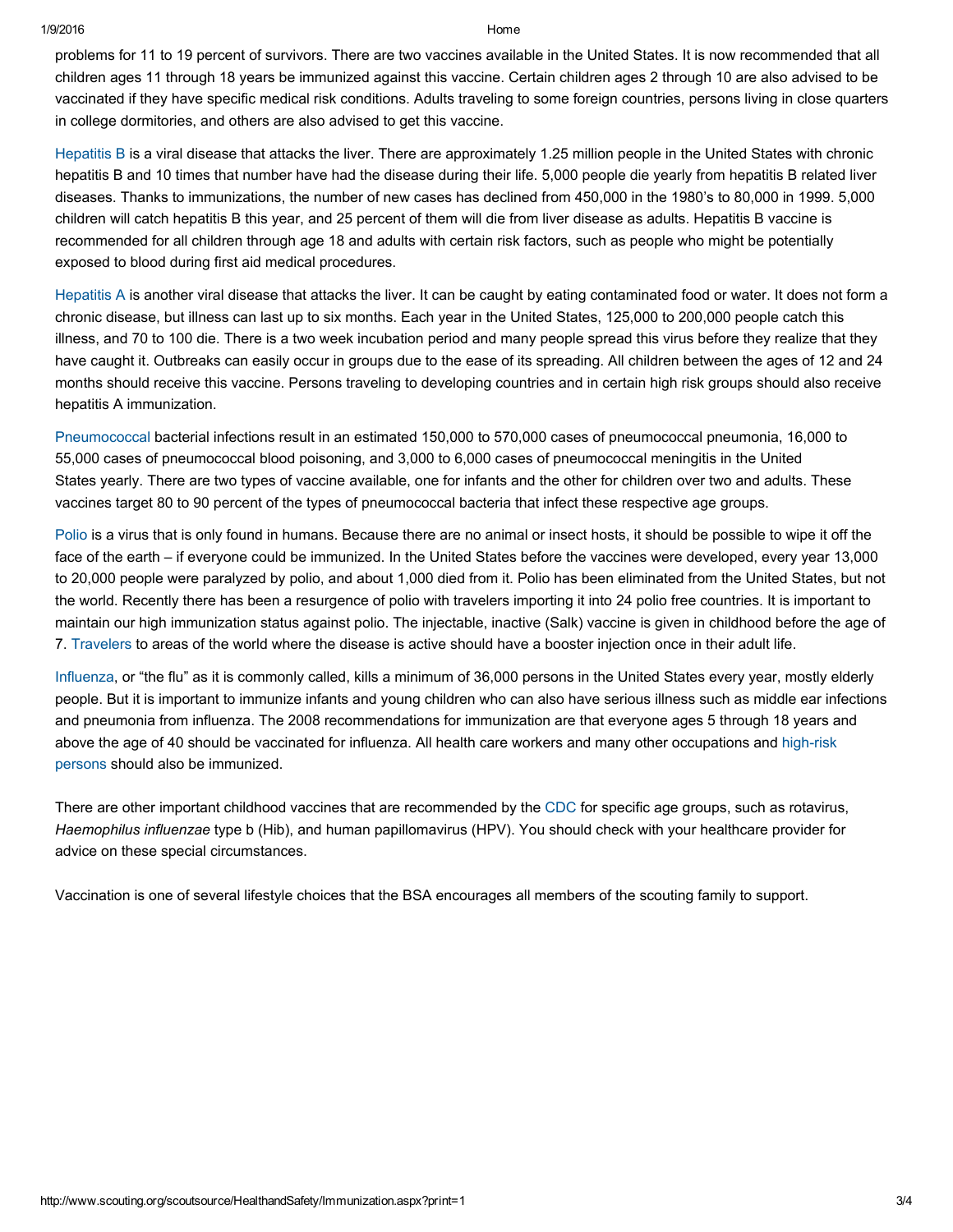problems for 11 to 19 percent of survivors. There are two vaccines available in the United States. It is now recommended that all children ages 11 through 18 years be immunized against this vaccine. Certain children ages 2 through 10 are also advised to be vaccinated if they have specific medical risk conditions. Adults traveling to some foreign countries, persons living in close quarters in college dormitories, and others are also advised to get this vaccine.

Hepatitis B is a viral disease that attacks the liver. There are approximately 1.25 million people in the United States with chronic hepatitis B and 10 times that number have had the disease during their life. 5,000 people die yearly from hepatitis B related liver diseases. Thanks to immunizations, the number of new cases has declined from 450,000 in the 1980's to 80,000 in 1999. 5,000 children will catch hepatitis B this year, and 25 percent of them will die from liver disease as adults. Hepatitis B vaccine is recommended for all children through age 18 and adults with certain risk factors, such as people who might be potentially exposed to blood during first aid medical procedures.

Hepatitis A is another viral disease that attacks the liver. It can be caught by eating contaminated food or water. It does not form a chronic disease, but illness can last up to six months. Each year in the United States, 125,000 to 200,000 people catch this illness, and 70 to 100 die. There is a two week incubation period and many people spread this virus before they realize that they have caught it. Outbreaks can easily occur in groups due to the ease of its spreading. All children between the ages of 12 and 24 months should receive this vaccine. Persons traveling to developing countries and in certain high risk groups should also receive hepatitis A immunization.

Pneumococcal bacterial infections result in an estimated 150,000 to 570,000 cases of pneumococcal pneumonia, 16,000 to 55,000 cases of pneumococcal blood poisoning, and 3,000 to 6,000 cases of pneumococcal meningitis in the United States yearly. There are two types of vaccine available, one for infants and the other for children over two and adults. These vaccines target 80 to 90 percent of the types of pneumococcal bacteria that infect these respective age groups.

Polio is a virus that is only found in humans. Because there are no animal or insect hosts, it should be possible to wipe it off the face of the earth – if everyone could be immunized. In the United States before the vaccines were developed, every year 13,000 to 20,000 people were paralyzed by polio, and about 1,000 died from it. Polio has been eliminated from the United States, but not the world. Recently there has been a resurgence of polio with travelers importing it into 24 polio free countries. It is important to maintain our high immunization status against polio. The injectable, inactive (Salk) vaccine is given in childhood before the age of 7. Travelers to areas of the world where the disease is active should have a booster injection once in their adult life.

Influenza, or "the flu" as it is commonly called, kills a minimum of 36,000 persons in the United States every year, mostly elderly people. But it is important to immunize infants and young children who can also have serious illness such as middle ear infections and pneumonia from influenza. The 2008 recommendations for immunization are that everyone ages 5 through 18 years and above the age of 40 should be vaccinated for influenza. All health care workers and many other occupations and high-risk persons should also be immunized.

There are other important childhood vaccines that are recommended by the CDC for specific age groups, such as rotavirus, *Haemophilus influenzae* type b (Hib), and human papillomavirus (HPV). You should check with your healthcare provider for advice on these special circumstances.

Vaccination is one of several lifestyle choices that the BSA encourages all members of the scouting family to support.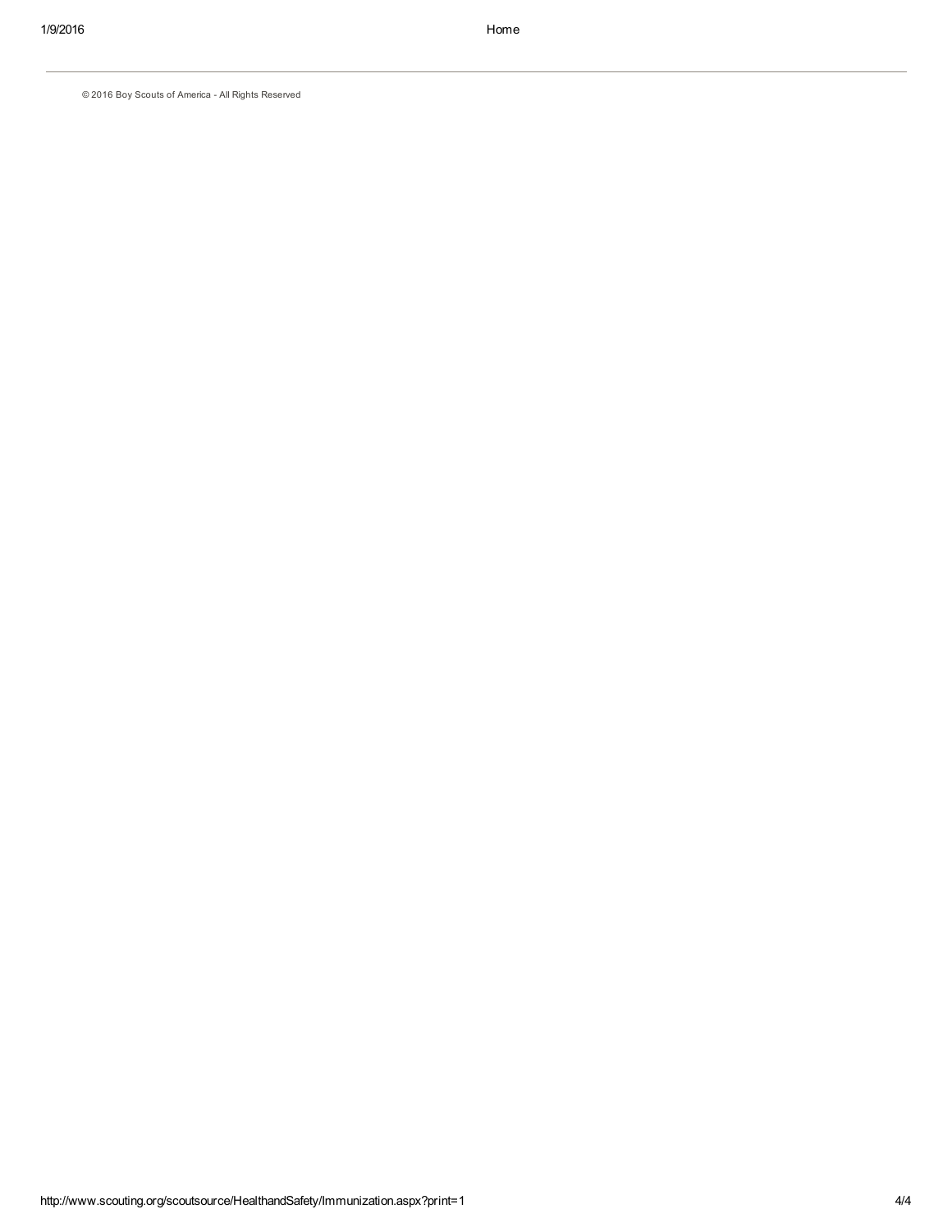© 2016 Boy Scouts of America - All Rights Reserved